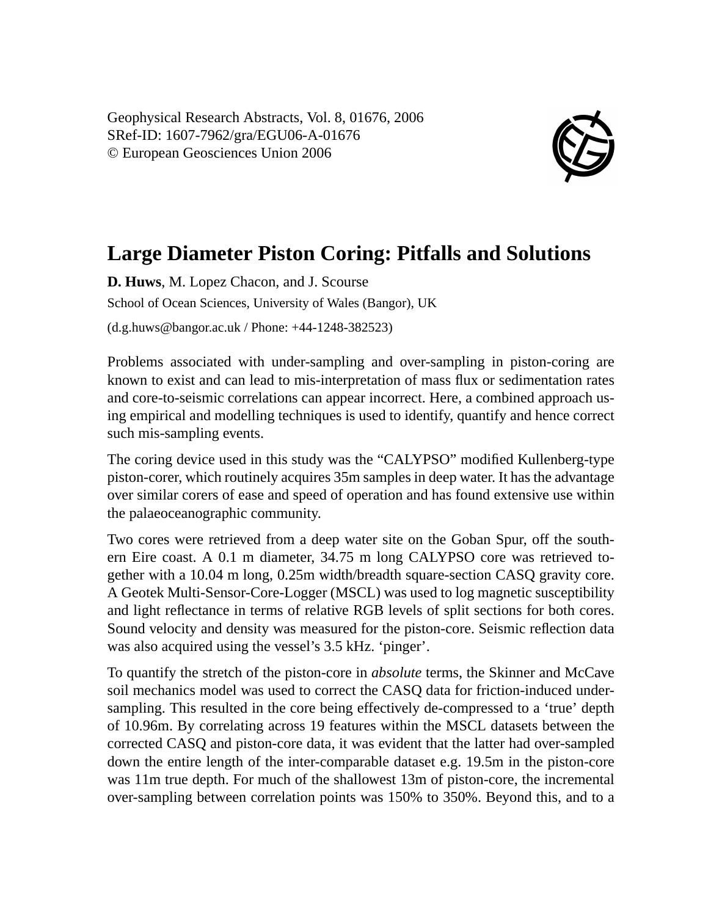Geophysical Research Abstracts, Vol. 8, 01676, 2006
SRef-ID: 1607-7962/gra/EGU06-A-01676
© European Geosciences Union 2006

# Large Diameter Piston Coring: Pitfalls and Solutions

**D. Huws**, M. Lopez Chacon, and J. Scourse

School of Ocean Sciences, University of Wales (Bangor), UK

(d.g.huws@bangor.ac.uk / Phone: +44-1248-382523)

Problems associated with under-sampling and over-sampling in piston-coring are known to exist and can lead to mis-interpretation of mass flux or sedimentation rates and core-to-seismic correlations can appear incorrect. Here, a combined approach using empirical and modelling techniques is used to identify, quantify and hence correct such mis-sampling events.

The coring device used in this study was the "CALYPSO" modified Kullenberg-type piston-corer, which routinely acquires 35m samples in deep water. It has the advantage over similar corers of ease and speed of operation and has found extensive use within the palaeoceanographic community.

Two cores were retrieved from a deep water site on the Goban Spur, off the southern Eire coast. A 0.1 m diameter, 34.75 m long CALYPSO core was retrieved together with a 10.04 m long, 0.25m width/breadth square-section CASQ gravity core. A Geotek Multi-Sensor-Core-Logger (MSCL) was used to log magnetic susceptibility and light reflectance in terms of relative RGB levels of split sections for both cores. Sound velocity and density was measured for the piston-core. Seismic reflection data was also acquired using the vessel's 3.5 kHz. 'pinger'.

To quantify the stretch of the piston-core in *absolute* terms, the Skinner and McCave soil mechanics model was used to correct the CASQ data for friction-induced under-sampling. This resulted in the core being effectively de-compressed to a 'true' depth of 10.96m. By correlating across 19 features within the MSCL datasets between the corrected CASQ and piston-core data, it was evident that the latter had over-sampled down the entire length of the inter-comparable dataset e.g. 19.5m in the piston-core was 11m true depth. For much of the shallowest 13m of piston-core, the incremental over-sampling between correlation points was 150% to 350%. Beyond this, and to a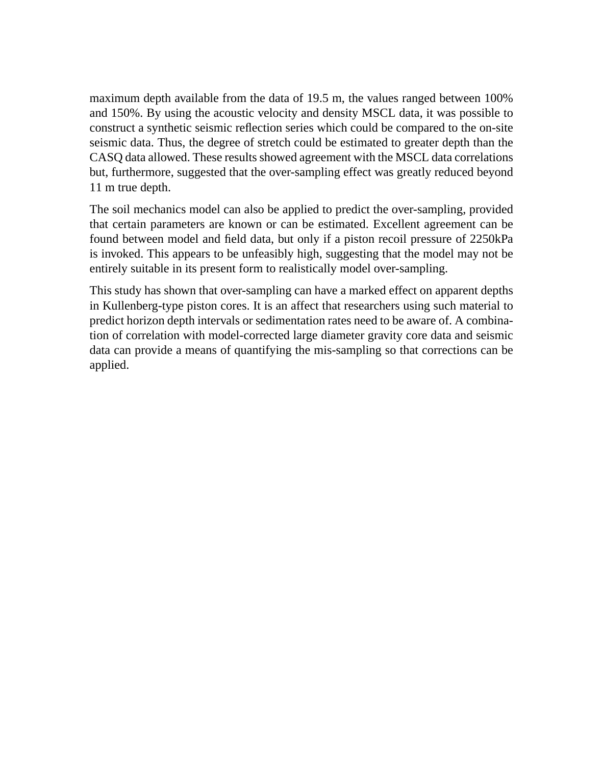maximum depth available from the data of 19.5 m, the values ranged between 100% and 150%. By using the acoustic velocity and density MSCL data, it was possible to construct a synthetic seismic reflection series which could be compared to the on-site seismic data. Thus, the degree of stretch could be estimated to greater depth than the CASQ data allowed. These results showed agreement with the MSCL data correlations but, furthermore, suggested that the over-sampling effect was greatly reduced beyond 11 m true depth.

The soil mechanics model can also be applied to predict the over-sampling, provided that certain parameters are known or can be estimated. Excellent agreement can be found between model and field data, but only if a piston recoil pressure of 2250kPa is invoked. This appears to be unfeasibly high, suggesting that the model may not be entirely suitable in its present form to realistically model over-sampling.

This study has shown that over-sampling can have a marked effect on apparent depths in Kullenberg-type piston cores. It is an affect that researchers using such material to predict horizon depth intervals or sedimentation rates need to be aware of. A combination of correlation with model-corrected large diameter gravity core data and seismic data can provide a means of quantifying the mis-sampling so that corrections can be applied.